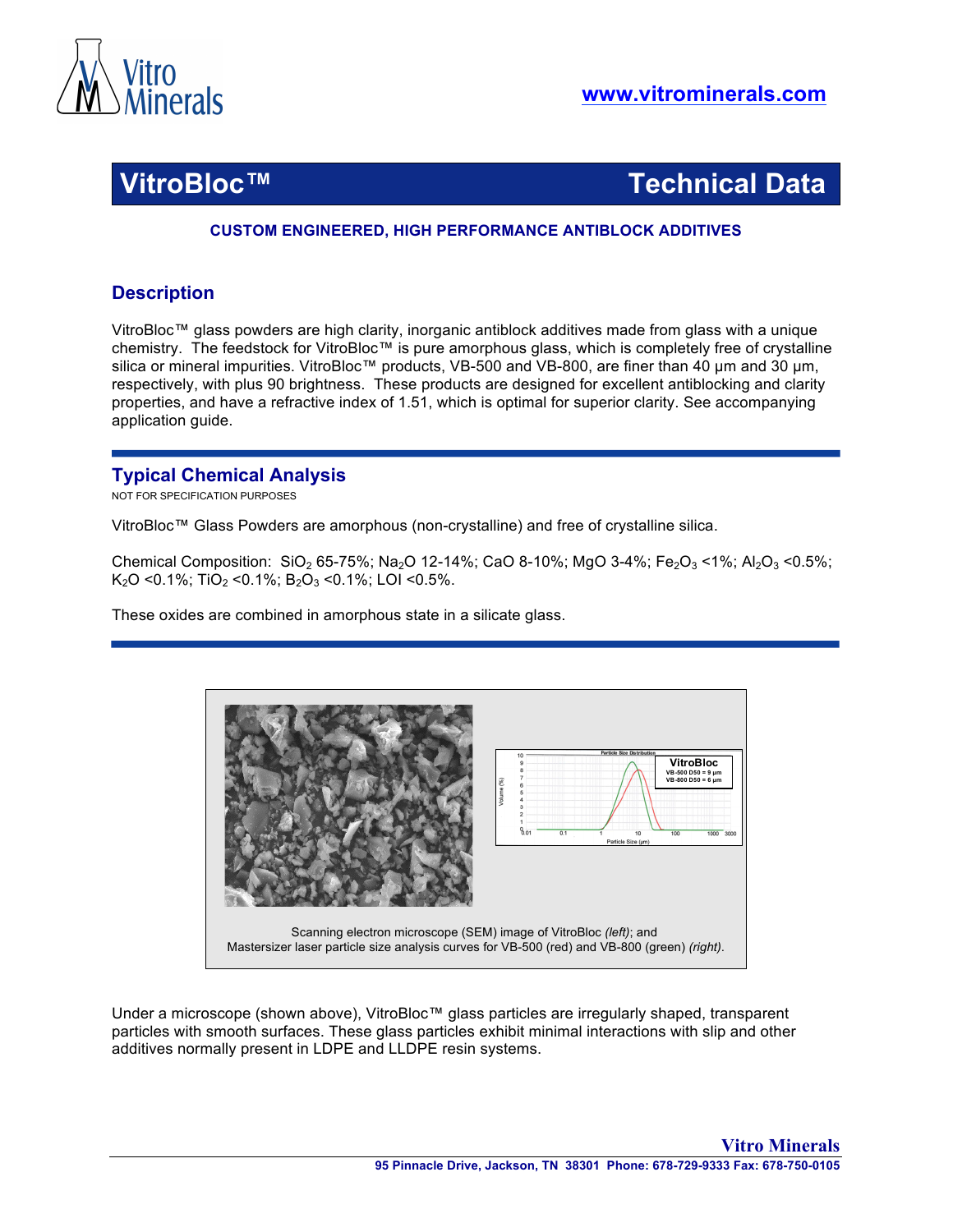www.vitrominerals.com

# VitroBloc™ Technical Data

**CUSTOM ENGINEERED, HIGH PERFORMANCE ANTIBLOCK ADDITIVES**

## Description

VitroBloc™ glass powders are high clarity, inorganic antiblock additives made from glass with a unique chemistry. The feedstock for VitroBloc™ is pure amorphous glass, which is completely free of crystalline silica or mineral impurities. VitroBloc™ products, VB-500 and VB-800, are finer than 40 µm and 30 µm, respectively, with plus 90 brightness. These products are designed for excellent antiblocking and clarity properties, and have a refractive index of 1.51, which is optimal for superior clarity. See accompanying application guide.

## Typical Chemical Analysis

NOT FOR SPECIFICATION PURPOSES

VitroBloc™ Glass Powders are amorphous (non-crystalline) and free of crystalline silica.

Chemical Composition: $SiO_2$ 65-75%; $Na_2O$ 12-14%; CaO 8-10%; MgO 3-4%; $Fe_2O_3$ <1%; $Al_2O_3$ <0.5%; $K_2O$ <0.1%; $TiO_2$ <0.1%; $B_2O_3$ <0.1%; LOI <0.5%.

These oxides are combined in amorphous state in a silicate glass.

Scanning electron microscope (SEM) image of VitroBloc *(left)*; and Mastersizer laser particle size analysis curves for VB-500 (red) and VB-800 (green) *(right)*.

Under a microscope (shown above), VitroBloc™ glass particles are irregularly shaped, transparent particles with smooth surfaces. These glass particles exhibit minimal interactions with slip and other additives normally present in LDPE and LLDPE resin systems.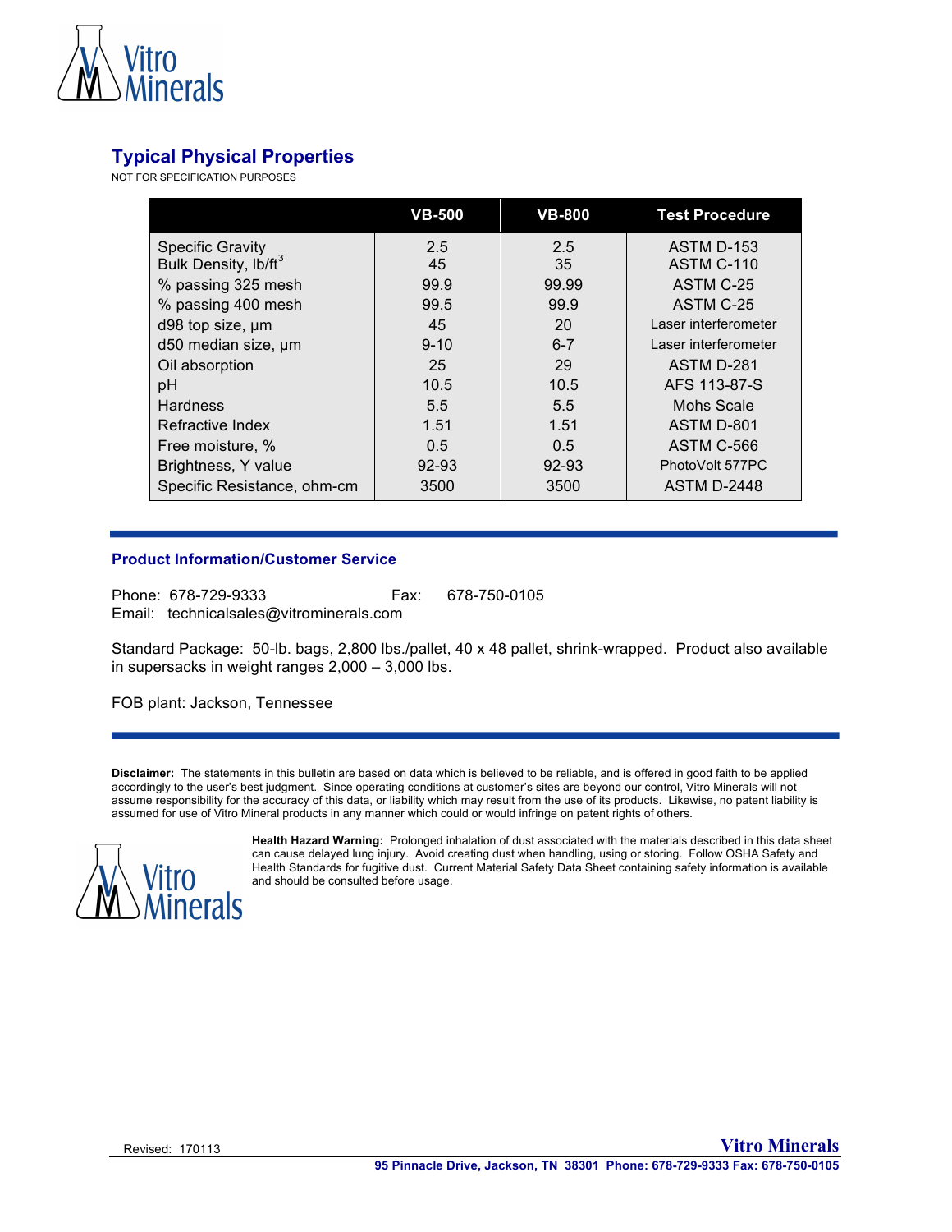## Typical Physical Properties

NOT FOR SPECIFICATION PURPOSES

| | VB-500 | VB-800 | Test Procedure |
|---|---|---|---|
| Specific Gravity | 2.5 | 2.5 | ASTM D-153 |
| Bulk Density, lb/ft$^3$ | 45 | 35 | ASTM C-110 |
| % passing 325 mesh | 99.9 | 99.99 | ASTM C-25 |
| % passing 400 mesh | 99.5 | 99.9 | ASTM C-25 |
| d98 top size, µm | 45 | 20 | Laser interferometer |
| d50 median size, µm | 9-10 | 6-7 | Laser interferometer |
| Oil absorption | 25 | 29 | ASTM D-281 |
| pH | 10.5 | 10.5 | AFS 113-87-S |
| Hardness | 5.5 | 5.5 | Mohs Scale |
| Refractive Index | 1.51 | 1.51 | ASTM D-801 |
| Free moisture, % | 0.5 | 0.5 | ASTM C-566 |
| Brightness, Y value | 92-93 | 92-93 | PhotoVolt 577PC |
| Specific Resistance, ohm-cm | 3500 | 3500 | ASTM D-2448 |

### Product Information/Customer Service

Phone: 678-729-9333 Fax: 678-750-0105
Email: technicalsales@vitrominerals.com

Standard Package: 50-lb. bags, 2,800 lbs./pallet, 40 x 48 pallet, shrink-wrapped. Product also available in supersacks in weight ranges 2,000 – 3,000 lbs.

FOB plant: Jackson, Tennessee

**Disclaimer:** The statements in this bulletin are based on data which is believed to be reliable, and is offered in good faith to be applied accordingly to the user's best judgment. Since operating conditions at customer's sites are beyond our control, Vitro Minerals will not assume responsibility for the accuracy of this data, or liability which may result from the use of its products. Likewise, no patent liability is assumed for use of Vitro Mineral products in any manner which could or would infringe on patent rights of others.

**Health Hazard Warning:** Prolonged inhalation of dust associated with the materials described in this data sheet can cause delayed lung injury. Avoid creating dust when handling, using or storing. Follow OSHA Safety and Health Standards for fugitive dust. Current Material Safety Data Sheet containing safety information is available and should be consulted before usage.

Revised: 170113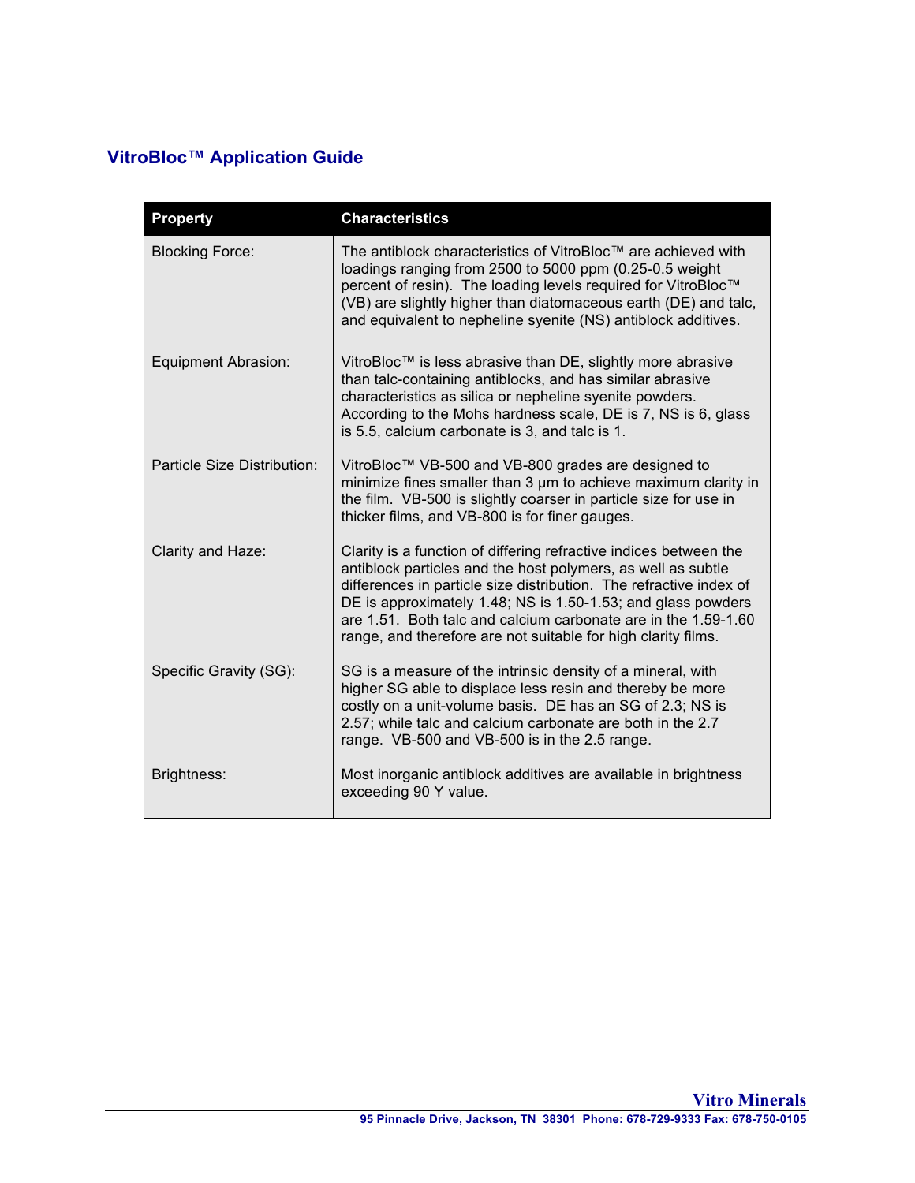## VitroBloc™ Application Guide

| Property | Characteristics |
| --- | --- |
| Blocking Force: | The antiblock characteristics of VitroBloc™ are achieved with loadings ranging from 2500 to 5000 ppm (0.25-0.5 weight percent of resin). The loading levels required for VitroBloc™ (VB) are slightly higher than diatomaceous earth (DE) and talc, and equivalent to nepheline syenite (NS) antiblock additives. |
| Equipment Abrasion: | VitroBloc™ is less abrasive than DE, slightly more abrasive than talc-containing antiblocks, and has similar abrasive characteristics as silica or nepheline syenite powders. According to the Mohs hardness scale, DE is 7, NS is 6, glass is 5.5, calcium carbonate is 3, and talc is 1. |
| Particle Size Distribution: | VitroBloc™ VB-500 and VB-800 grades are designed to minimize fines smaller than 3 µm to achieve maximum clarity in the film. VB-500 is slightly coarser in particle size for use in thicker films, and VB-800 is for finer gauges. |
| Clarity and Haze: | Clarity is a function of differing refractive indices between the antiblock particles and the host polymers, as well as subtle differences in particle size distribution. The refractive index of DE is approximately 1.48; NS is 1.50-1.53; and glass powders are 1.51. Both talc and calcium carbonate are in the 1.59-1.60 range, and therefore are not suitable for high clarity films. |
| Specific Gravity (SG): | SG is a measure of the intrinsic density of a mineral, with higher SG able to displace less resin and thereby be more costly on a unit-volume basis. DE has an SG of 2.3; NS is 2.57; while talc and calcium carbonate are both in the 2.7 range. VB-500 and VB-500 is in the 2.5 range. |
| Brightness: | Most inorganic antiblock additives are available in brightness exceeding 90 Y value. |

**Vitro Minerals**
95 Pinnacle Drive, Jackson, TN 38301 Phone: 678-729-9333 Fax: 678-750-0105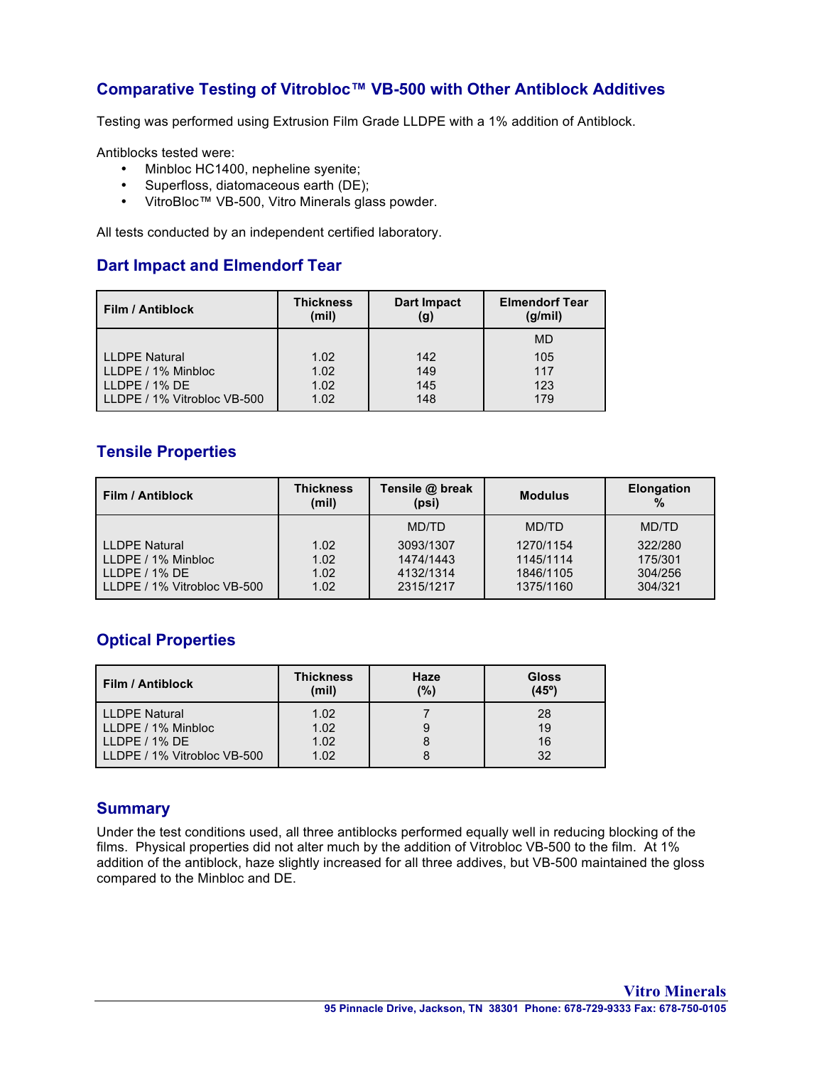## Comparative Testing of Vitrobloc™ VB-500 with Other Antiblock Additives

Testing was performed using Extrusion Film Grade LLDPE with a 1% addition of Antiblock.

Antiblocks tested were:

- Minbloc HC1400, nepheline syenite;
- Superfloss, diatomaceous earth (DE);
- VitroBloc™ VB-500, Vitro Minerals glass powder.

All tests conducted by an independent certified laboratory.

### Dart Impact and Elmendorf Tear

| Film / Antiblock | Thickness (mil) | Dart Impact (g) | Elmendorf Tear (g/mil) |
|---|---|---|---|
| | | | MD |
| LLDPE Natural | 1.02 | 142 | 105 |
| LLDPE / 1% Minbloc | 1.02 | 149 | 117 |
| LLDPE / 1% DE | 1.02 | 145 | 123 |
| LLDPE / 1% Vitrobloc VB-500 | 1.02 | 148 | 179 |

### Tensile Properties

| Film / Antiblock | Thickness (mil) | Tensile @ break (psi) | Modulus | Elongation % |
|---|---|---|---|---|
| | | MD/TD | MD/TD | MD/TD |
| LLDPE Natural | 1.02 | 3093/1307 | 1270/1154 | 322/280 |
| LLDPE / 1% Minbloc | 1.02 | 1474/1443 | 1145/1114 | 175/301 |
| LLDPE / 1% DE | 1.02 | 4132/1314 | 1846/1105 | 304/256 |
| LLDPE / 1% Vitrobloc VB-500 | 1.02 | 2315/1217 | 1375/1160 | 304/321 |

### Optical Properties

| Film / Antiblock | Thickness (mil) | Haze (%) | Gloss (45º) |
|---|---|---|---|
| LLDPE Natural | 1.02 | 7 | 28 |
| LLDPE / 1% Minbloc | 1.02 | 9 | 19 |
| LLDPE / 1% DE | 1.02 | 8 | 16 |
| LLDPE / 1% Vitrobloc VB-500 | 1.02 | 8 | 32 |

### Summary

Under the test conditions used, all three antiblocks performed equally well in reducing blocking of the films. Physical properties did not alter much by the addition of Vitrobloc VB-500 to the film. At 1% addition of the antiblock, haze slightly increased for all three addives, but VB-500 maintained the gloss compared to the Minbloc and DE.

**Vitro Minerals**
95 Pinnacle Drive, Jackson, TN 38301 Phone: 678-729-9333 Fax: 678-750-0105